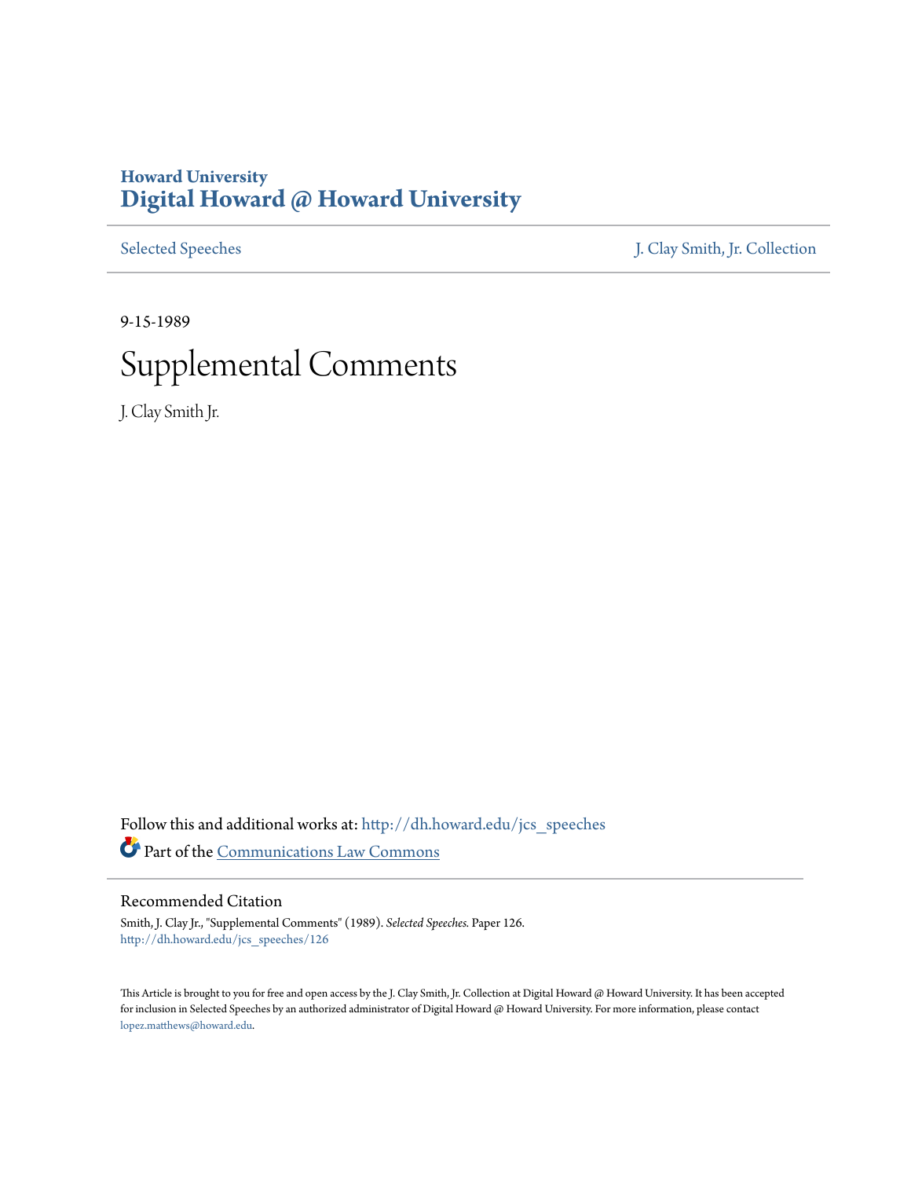Howard University
# Digital Howard @ Howard University

Selected Speeches | J. Clay Smith, Jr. Collection

9-15-1989

# Supplemental Comments

J. Clay Smith Jr.

Follow this and additional works at: http://dh.howard.edu/jcs_speeches

Part of the Communications Law Commons

## Recommended Citation

Smith, J. Clay Jr., "Supplemental Comments" (1989). *Selected Speeches*. Paper 126.
http://dh.howard.edu/jcs_speeches/126

This Article is brought to you for free and open access by the J. Clay Smith, Jr. Collection at Digital Howard @ Howard University. It has been accepted for inclusion in Selected Speeches by an authorized administrator of Digital Howard @ Howard University. For more information, please contact lopez.matthews@howard.edu.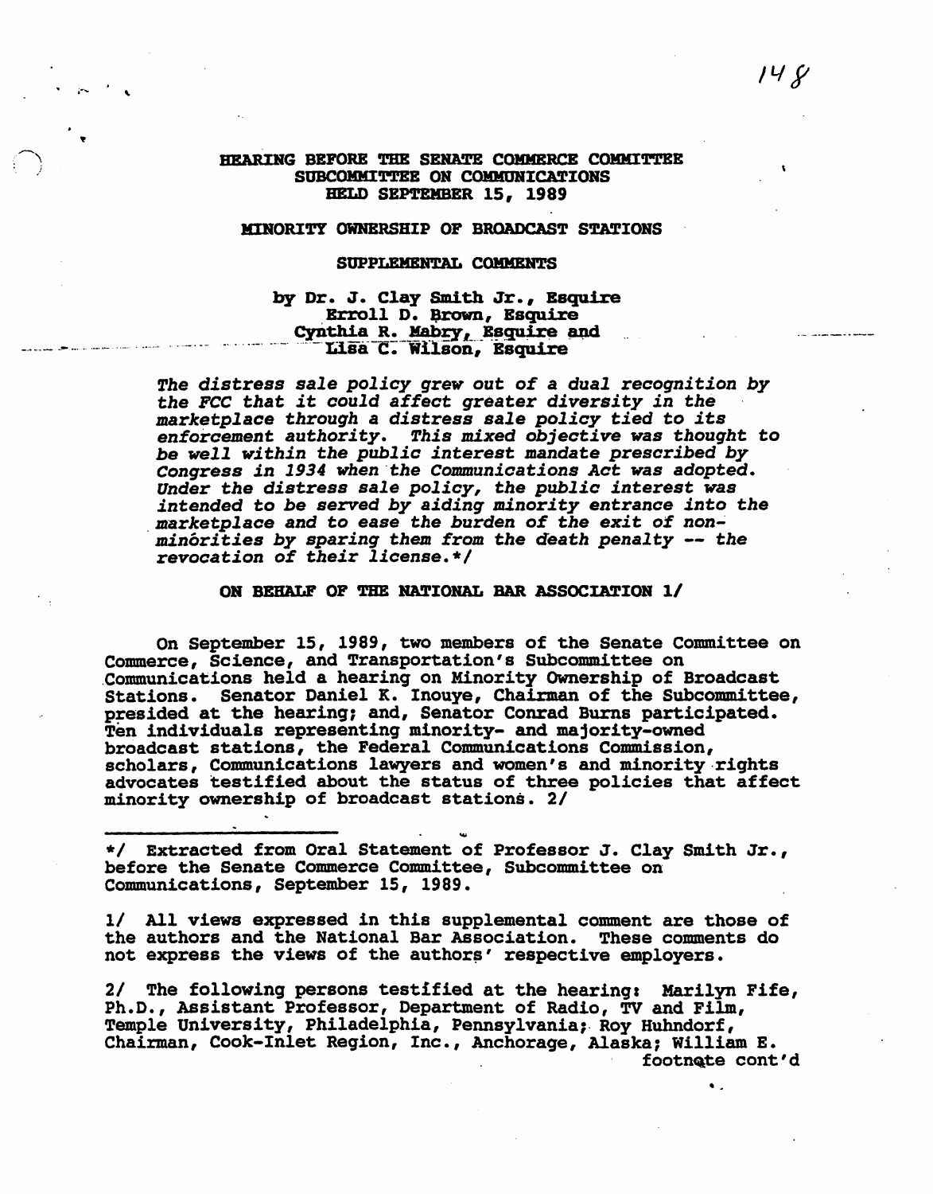**HEARING BEFORE THE SENATE COMMERCE COMMITTEE**
**SUBCOMMITTEE ON COMMUNICATIONS**
**HELD SEPTEMBER 15, 1989**

**MINORITY OWNERSHIP OF BROADCAST STATIONS**

**SUPPLEMENTAL COMMENTS**

**by Dr. J. Clay Smith Jr., Esquire**
**Erroll D. Brown, Esquire**
**Cynthia R. Mabry, Esquire and**
**Lisa C. Wilson, Esquire**

*The distress sale policy grew out of a dual recognition by the FCC that it could affect greater diversity in the marketplace through a distress sale policy tied to its enforcement authority. This mixed objective was thought to be well within the public interest mandate prescribed by Congress in 1934 when the Communications Act was adopted. Under the distress sale policy, the public interest was intended to be served by aiding minority entrance into the marketplace and to ease the burden of the exit of non-minorities by sparing them from the death penalty -- the revocation of their license.*\*/

**ON BEHALF OF THE NATIONAL BAR ASSOCIATION 1/**

On September 15, 1989, two members of the Senate Committee on Commerce, Science, and Transportation's Subcommittee on Communications held a hearing on Minority Ownership of Broadcast Stations. Senator Daniel K. Inouye, Chairman of the Subcommittee, presided at the hearing; and, Senator Conrad Burns participated. Ten individuals representing minority- and majority-owned broadcast stations, the Federal Communications Commission, scholars, Communications lawyers and women's and minority rights advocates testified about the status of three policies that affect minority ownership of broadcast stations. 2/

---

\*/ Extracted from Oral Statement of Professor J. Clay Smith Jr., before the Senate Commerce Committee, Subcommittee on Communications, September 15, 1989.

1/ All views expressed in this supplemental comment are those of the authors and the National Bar Association. These comments do not express the views of the authors' respective employers.

2/ The following persons testified at the hearing: Marilyn Fife, Ph.D., Assistant Professor, Department of Radio, TV and Film, Temple University, Philadelphia, Pennsylvania; Roy Huhndorf, Chairman, Cook-Inlet Region, Inc., Anchorage, Alaska; William E.

footnote cont'd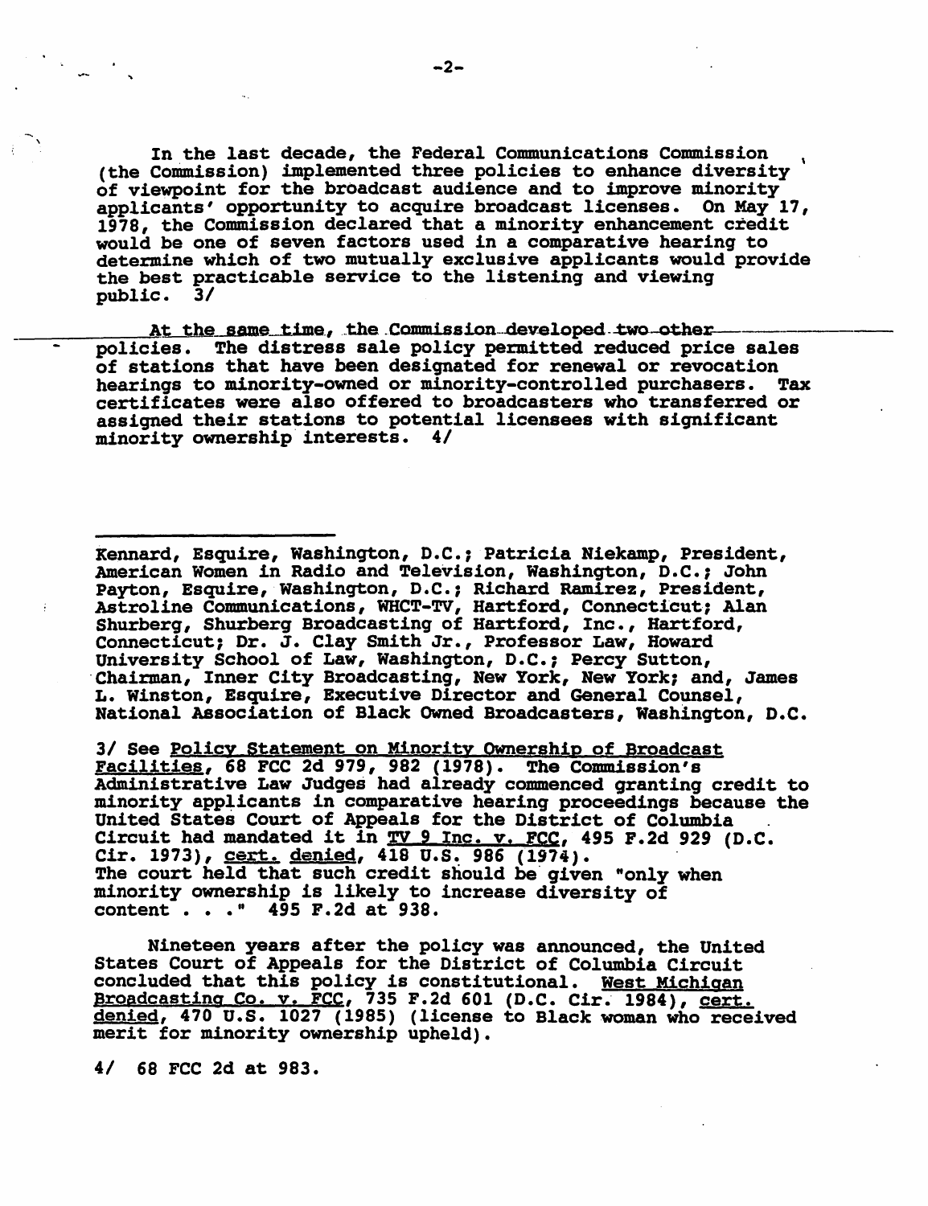In the last decade, the Federal Communications Commission (the Commission) implemented three policies to enhance diversity of viewpoint for the broadcast audience and to improve minority applicants' opportunity to acquire broadcast licenses. On May 17, 1978, the Commission declared that a minority enhancement credit would be one of seven factors used in a comparative hearing to determine which of two mutually exclusive applicants would provide the best practicable service to the listening and viewing public. 3/

At the same time, the Commission developed two other policies. The distress sale policy permitted reduced price sales of stations that have been designated for renewal or revocation hearings to minority-owned or minority-controlled purchasers. Tax certificates were also offered to broadcasters who transferred or assigned their stations to potential licensees with significant minority ownership interests. 4/

---

Kennard, Esquire, Washington, D.C.; Patricia Niekamp, President, American Women in Radio and Television, Washington, D.C.; John Payton, Esquire, Washington, D.C.; Richard Ramirez, President, Astroline Communications, WHCT-TV, Hartford, Connecticut; Alan Shurberg, Shurberg Broadcasting of Hartford, Inc., Hartford, Connecticut; Dr. J. Clay Smith Jr., Professor Law, Howard University School of Law, Washington, D.C.; Percy Sutton, Chairman, Inner City Broadcasting, New York, New York; and, James L. Winston, Esquire, Executive Director and General Counsel, National Association of Black Owned Broadcasters, Washington, D.C.

3/ See Policy Statement on Minority Ownership of Broadcast Facilities, 68 FCC 2d 979, 982 (1978). The Commission's Administrative Law Judges had already commenced granting credit to minority applicants in comparative hearing proceedings because the United States Court of Appeals for the District of Columbia Circuit had mandated it in TV 9 Inc. v. FCC, 495 F.2d 929 (D.C. Cir. 1973), cert. denied, 418 U.S. 986 (1974). The court held that such credit should be given "only when minority ownership is likely to increase diversity of content . . ." 495 F.2d at 938.

Nineteen years after the policy was announced, the United States Court of Appeals for the District of Columbia Circuit concluded that this policy is constitutional. West Michigan Broadcasting Co. v. FCC, 735 F.2d 601 (D.C. Cir. 1984), cert. denied, 470 U.S. 1027 (1985) (license to Black woman who received merit for minority ownership upheld).

4/ 68 FCC 2d at 983.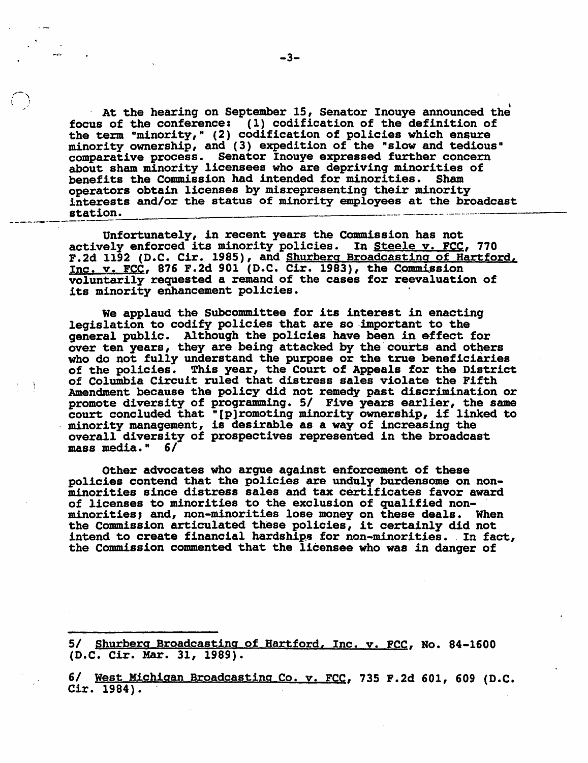At the hearing on September 15, Senator Inouye announced the focus of the conference: (1) codification of the definition of the term "minority," (2) codification of policies which ensure minority ownership, and (3) expedition of the "slow and tedious" comparative process. Senator Inouye expressed further concern about sham minority licensees who are depriving minorities of benefits the Commission had intended for minorities. Sham operators obtain licenses by misrepresenting their minority interests and/or the status of minority employees at the broadcast station.

Unfortunately, in recent years the Commission has not actively enforced its minority policies. In Steele v. FCC, 770 F.2d 1192 (D.C. Cir. 1985), and Shurberg Broadcasting of Hartford, Inc. v. FCC, 876 F.2d 901 (D.C. Cir. 1983), the Commission voluntarily requested a remand of the cases for reevaluation of its minority enhancement policies.

We applaud the Subcommittee for its interest in enacting legislation to codify policies that are so important to the general public. Although the policies have been in effect for over ten years, they are being attacked by the courts and others who do not fully understand the purpose or the true beneficiaries of the policies. This year, the Court of Appeals for the District of Columbia Circuit ruled that distress sales violate the Fifth Amendment because the policy did not remedy past discrimination or promote diversity of programming. 5/ Five years earlier, the same court concluded that "[p]romoting minority ownership, if linked to minority management, is desirable as a way of increasing the overall diversity of prospectives represented in the broadcast mass media." 6/

Other advocates who argue against enforcement of these policies contend that the policies are unduly burdensome on non-minorities since distress sales and tax certificates favor award of licenses to minorities to the exclusion of qualified non-minorities; and, non-minorities lose money on these deals. When the Commission articulated these policies, it certainly did not intend to create financial hardships for non-minorities. In fact, the Commission commented that the licensee who was in danger of

---

5/ Shurberg Broadcasting of Hartford, Inc. v. FCC, No. 84-1600 (D.C. Cir. Mar. 31, 1989).

6/ West Michigan Broadcasting Co. v. FCC, 735 F.2d 601, 609 (D.C. Cir. 1984).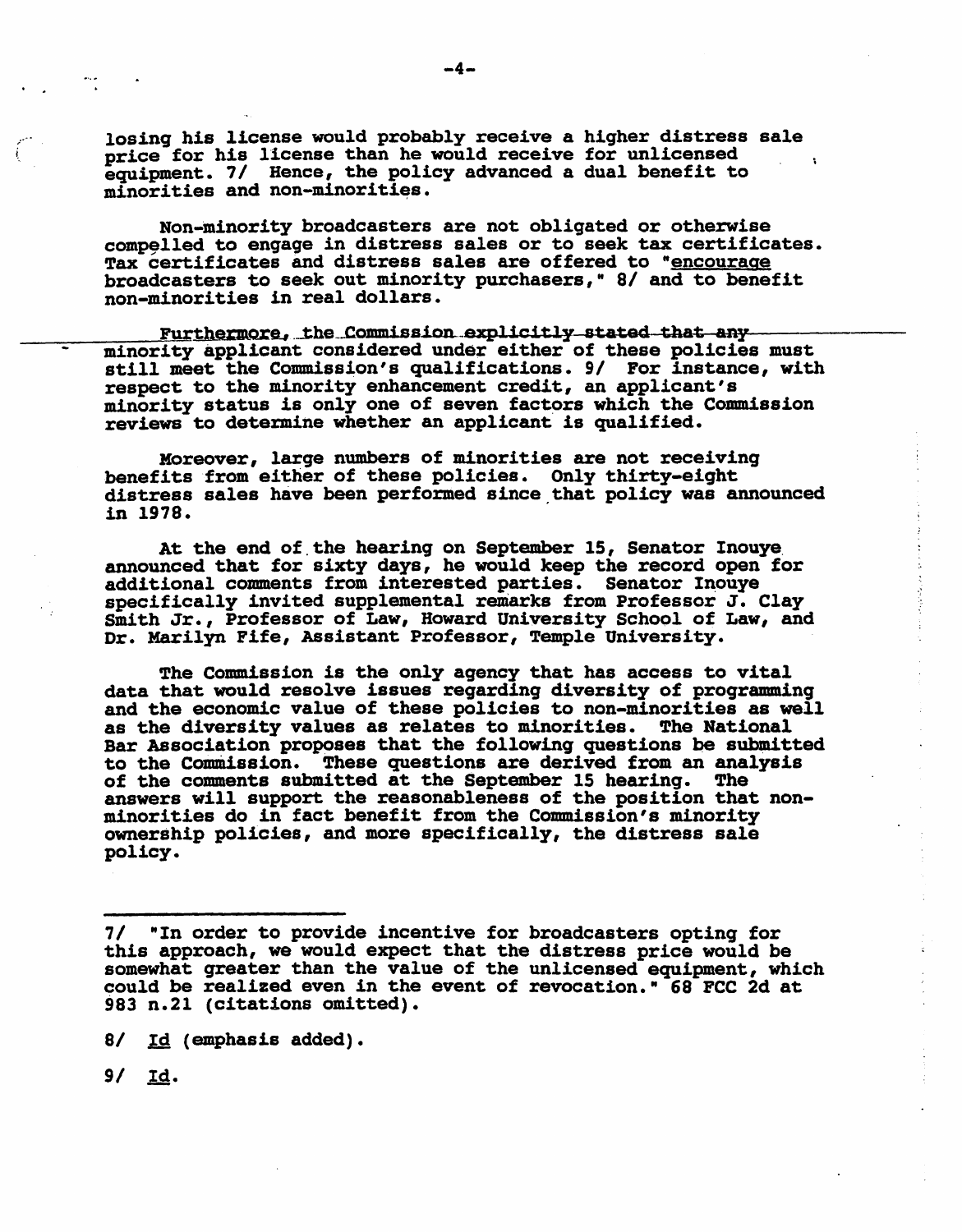losing his license would probably receive a higher distress sale price for his license than he would receive for unlicensed equipment. 7/ Hence, the policy advanced a dual benefit to minorities and non-minorities.

Non-minority broadcasters are not obligated or otherwise compelled to engage in distress sales or to seek tax certificates. Tax certificates and distress sales are offered to "encourage broadcasters to seek out minority purchasers," 8/ and to benefit non-minorities in real dollars.

Furthermore, the Commission explicitly stated that any minority applicant considered under either of these policies must still meet the Commission's qualifications. 9/ For instance, with respect to the minority enhancement credit, an applicant's minority status is only one of seven factors which the Commission reviews to determine whether an applicant is qualified.

Moreover, large numbers of minorities are not receiving benefits from either of these policies. Only thirty-eight distress sales have been performed since that policy was announced in 1978.

At the end of the hearing on September 15, Senator Inouye announced that for sixty days, he would keep the record open for additional comments from interested parties. Senator Inouye specifically invited supplemental remarks from Professor J. Clay Smith Jr., Professor of Law, Howard University School of Law, and Dr. Marilyn Fife, Assistant Professor, Temple University.

The Commission is the only agency that has access to vital data that would resolve issues regarding diversity of programming and the economic value of these policies to non-minorities as well as the diversity values as relates to minorities. The National Bar Association proposes that the following questions be submitted to the Commission. These questions are derived from an analysis of the comments submitted at the September 15 hearing. The answers will support the reasonableness of the position that non-minorities do in fact benefit from the Commission's minority ownership policies, and more specifically, the distress sale policy.

---

7/ "In order to provide incentive for broadcasters opting for this approach, we would expect that the distress price would be somewhat greater than the value of the unlicensed equipment, which could be realized even in the event of revocation." 68 FCC 2d at 983 n.21 (citations omitted).

8/ Id (emphasis added).

9/ Id.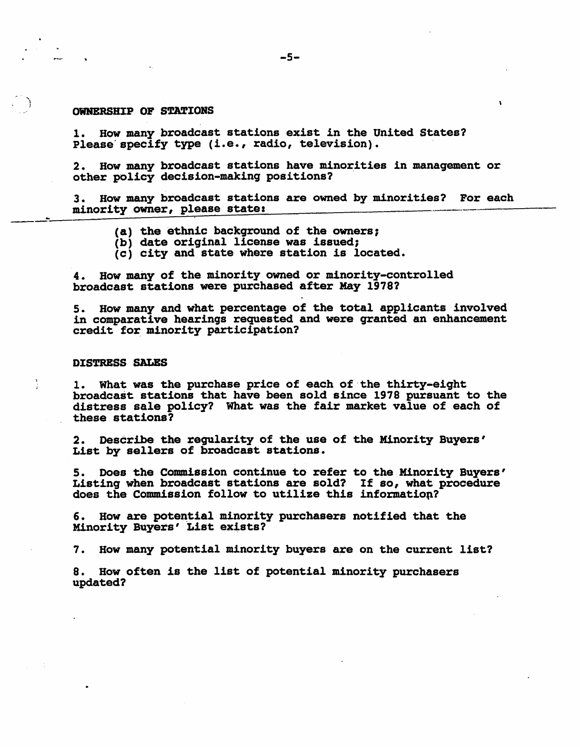**OWNERSHIP OF STATIONS**

1. How many broadcast stations exist in the United States? Please specify type (i.e., radio, television).

2. How many broadcast stations have minorities in management or other policy decision-making positions?

3. How many broadcast stations are owned by minorities? For each minority owner, please state:

   (a) the ethnic background of the owners;
   (b) date original license was issued;
   (c) city and state where station is located.

4. How many of the minority owned or minority-controlled broadcast stations were purchased after May 1978?

5. How many and what percentage of the total applicants involved in comparative hearings requested and were granted an enhancement credit for minority participation?

**DISTRESS SALES**

1. What was the purchase price of each of the thirty-eight broadcast stations that have been sold since 1978 pursuant to the distress sale policy? What was the fair market value of each of these stations?

2. Describe the regularity of the use of the Minority Buyers' List by sellers of broadcast stations.

5. Does the Commission continue to refer to the Minority Buyers' Listing when broadcast stations are sold? If so, what procedure does the Commission follow to utilize this information?

6. How are potential minority purchasers notified that the Minority Buyers' List exists?

7. How many potential minority buyers are on the current list?

8. How often is the list of potential minority purchasers updated?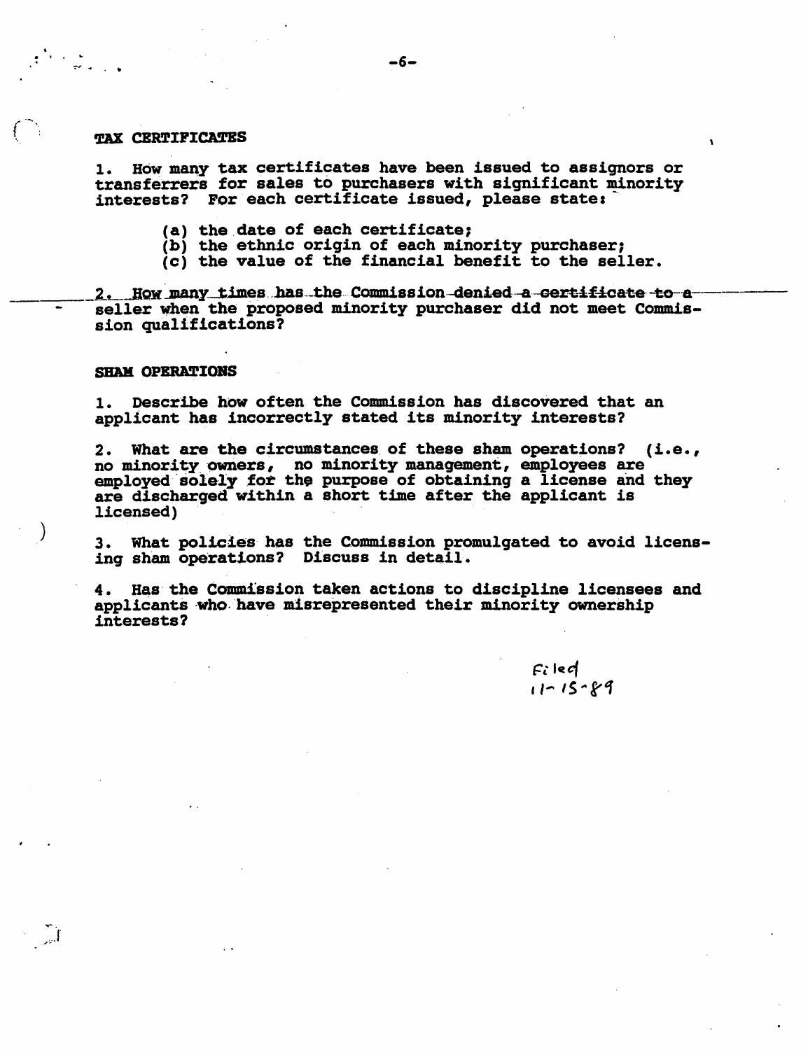**TAX CERTIFICATES**

1. How many tax certificates have been issued to assignors or transferrers for sales to purchasers with significant minority interests? For each certificate issued, please state:

   (a) the date of each certificate;
   (b) the ethnic origin of each minority purchaser;
   (c) the value of the financial benefit to the seller.

2. How many times has the Commission denied a certificate to a seller when the proposed minority purchaser did not meet Commission qualifications?

**SHAM OPERATIONS**

1. Describe how often the Commission has discovered that an applicant has incorrectly stated its minority interests?

2. What are the circumstances of these sham operations? (i.e., no minority owners, no minority management, employees are employed solely for the purpose of obtaining a license and they are discharged within a short time after the applicant is licensed)

3. What policies has the Commission promulgated to avoid licensing sham operations? Discuss in detail.

4. Has the Commission taken actions to discipline licensees and applicants who have misrepresented their minority ownership interests?

Filed
11-15-89